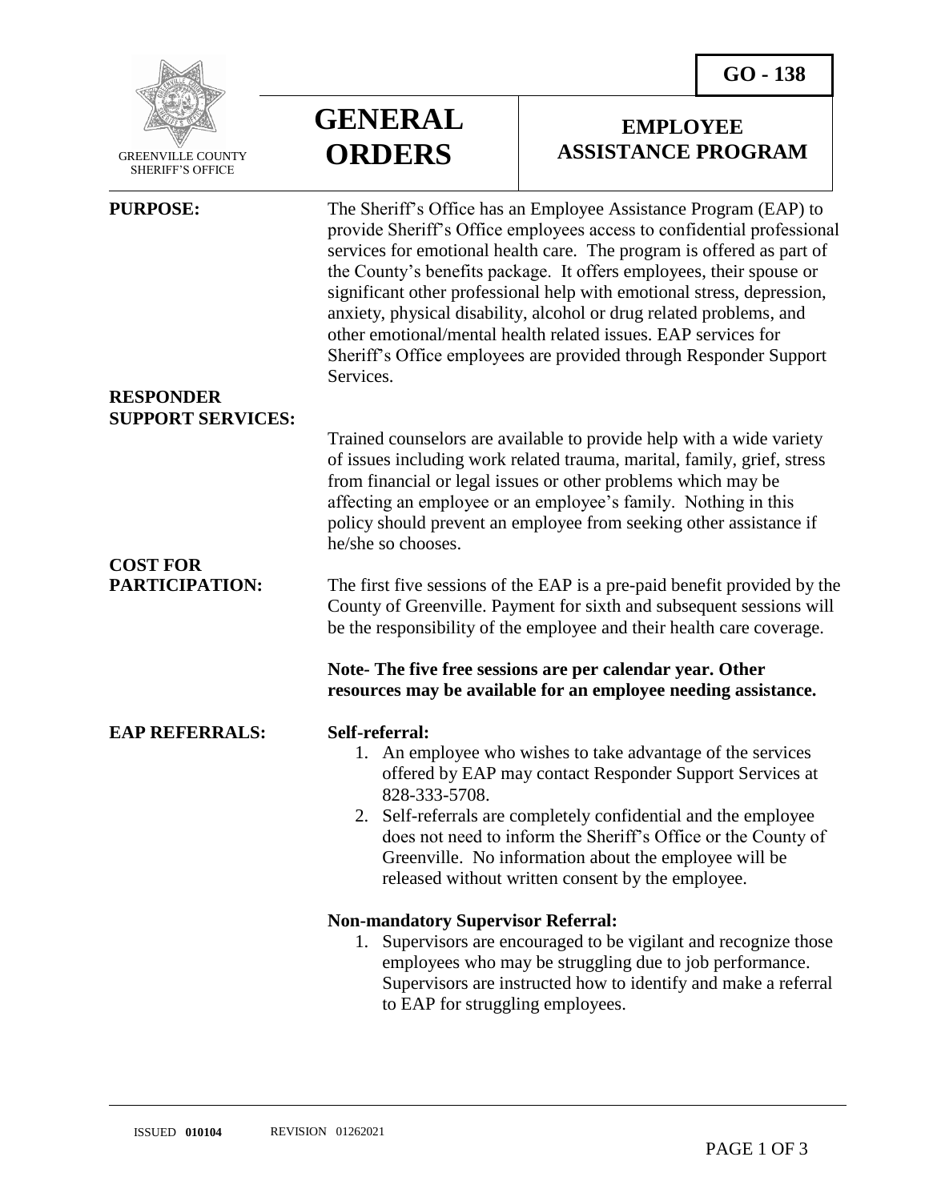GO - 138

GREENVILLE COUNTY SHERIFF'S OFFICE

# GENERAL ORDERS

# EMPLOYEE ASSISTANCE PROGRAM

**PURPOSE:**

The Sheriff's Office has an Employee Assistance Program (EAP) to provide Sheriff's Office employees access to confidential professional services for emotional health care. The program is offered as part of the County's benefits package. It offers employees, their spouse or significant other professional help with emotional stress, depression, anxiety, physical disability, alcohol or drug related problems, and other emotional/mental health related issues. EAP services for Sheriff's Office employees are provided through Responder Support Services.

**RESPONDER SUPPORT SERVICES:**

Trained counselors are available to provide help with a wide variety of issues including work related trauma, marital, family, grief, stress from financial or legal issues or other problems which may be affecting an employee or an employee's family. Nothing in this policy should prevent an employee from seeking other assistance if he/she so chooses.

**COST FOR PARTICIPATION:**

The first five sessions of the EAP is a pre-paid benefit provided by the County of Greenville. Payment for sixth and subsequent sessions will be the responsibility of the employee and their health care coverage.

**Note- The five free sessions are per calendar year. Other resources may be available for an employee needing assistance.**

**EAP REFERRALS:**

**Self-referral:**

1. An employee who wishes to take advantage of the services offered by EAP may contact Responder Support Services at 828-333-5708.
2. Self-referrals are completely confidential and the employee does not need to inform the Sheriff's Office or the County of Greenville. No information about the employee will be released without written consent by the employee.

**Non-mandatory Supervisor Referral:**

1. Supervisors are encouraged to be vigilant and recognize those employees who may be struggling due to job performance. Supervisors are instructed how to identify and make a referral to EAP for struggling employees.

ISSUED **010104** REVISION 01262021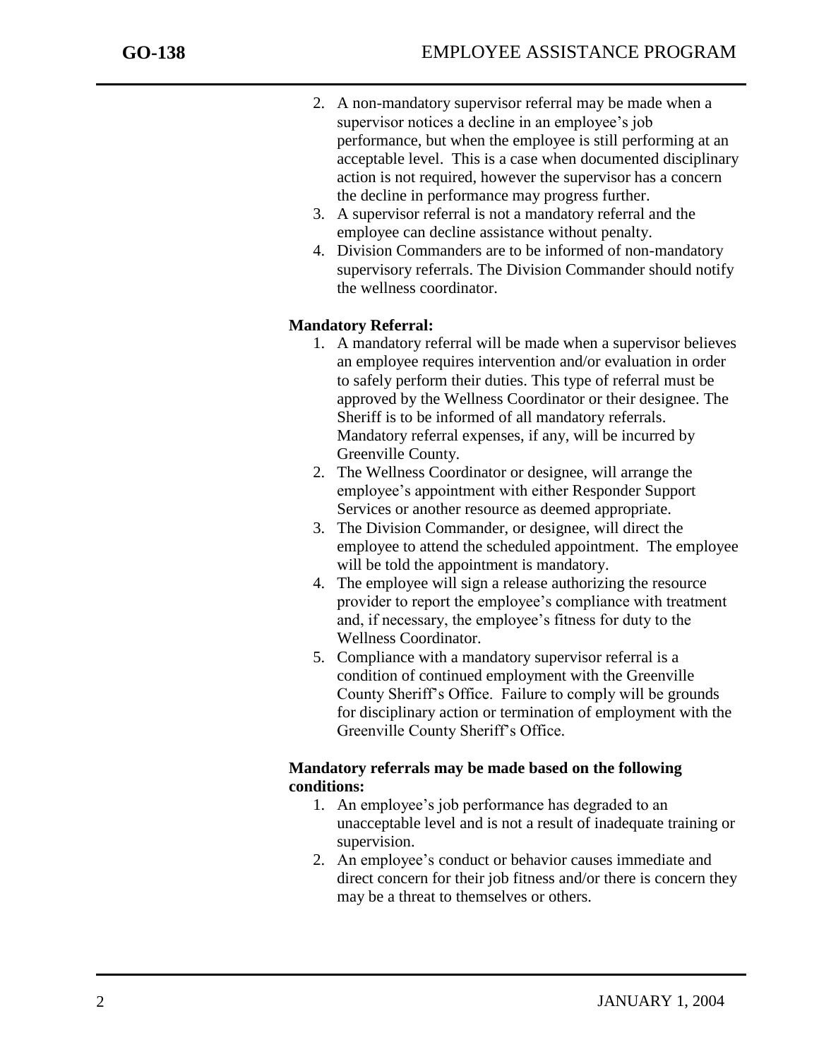2. A non-mandatory supervisor referral may be made when a supervisor notices a decline in an employee's job performance, but when the employee is still performing at an acceptable level. This is a case when documented disciplinary action is not required, however the supervisor has a concern the decline in performance may progress further.
3. A supervisor referral is not a mandatory referral and the employee can decline assistance without penalty.
4. Division Commanders are to be informed of non-mandatory supervisory referrals. The Division Commander should notify the wellness coordinator.

**Mandatory Referral:**

1. A mandatory referral will be made when a supervisor believes an employee requires intervention and/or evaluation in order to safely perform their duties. This type of referral must be approved by the Wellness Coordinator or their designee. The Sheriff is to be informed of all mandatory referrals. Mandatory referral expenses, if any, will be incurred by Greenville County.
2. The Wellness Coordinator or designee, will arrange the employee's appointment with either Responder Support Services or another resource as deemed appropriate.
3. The Division Commander, or designee, will direct the employee to attend the scheduled appointment. The employee will be told the appointment is mandatory.
4. The employee will sign a release authorizing the resource provider to report the employee's compliance with treatment and, if necessary, the employee's fitness for duty to the Wellness Coordinator.
5. Compliance with a mandatory supervisor referral is a condition of continued employment with the Greenville County Sheriff's Office. Failure to comply will be grounds for disciplinary action or termination of employment with the Greenville County Sheriff's Office.

**Mandatory referrals may be made based on the following conditions:**

1. An employee's job performance has degraded to an unacceptable level and is not a result of inadequate training or supervision.
2. An employee's conduct or behavior causes immediate and direct concern for their job fitness and/or there is concern they may be a threat to themselves or others.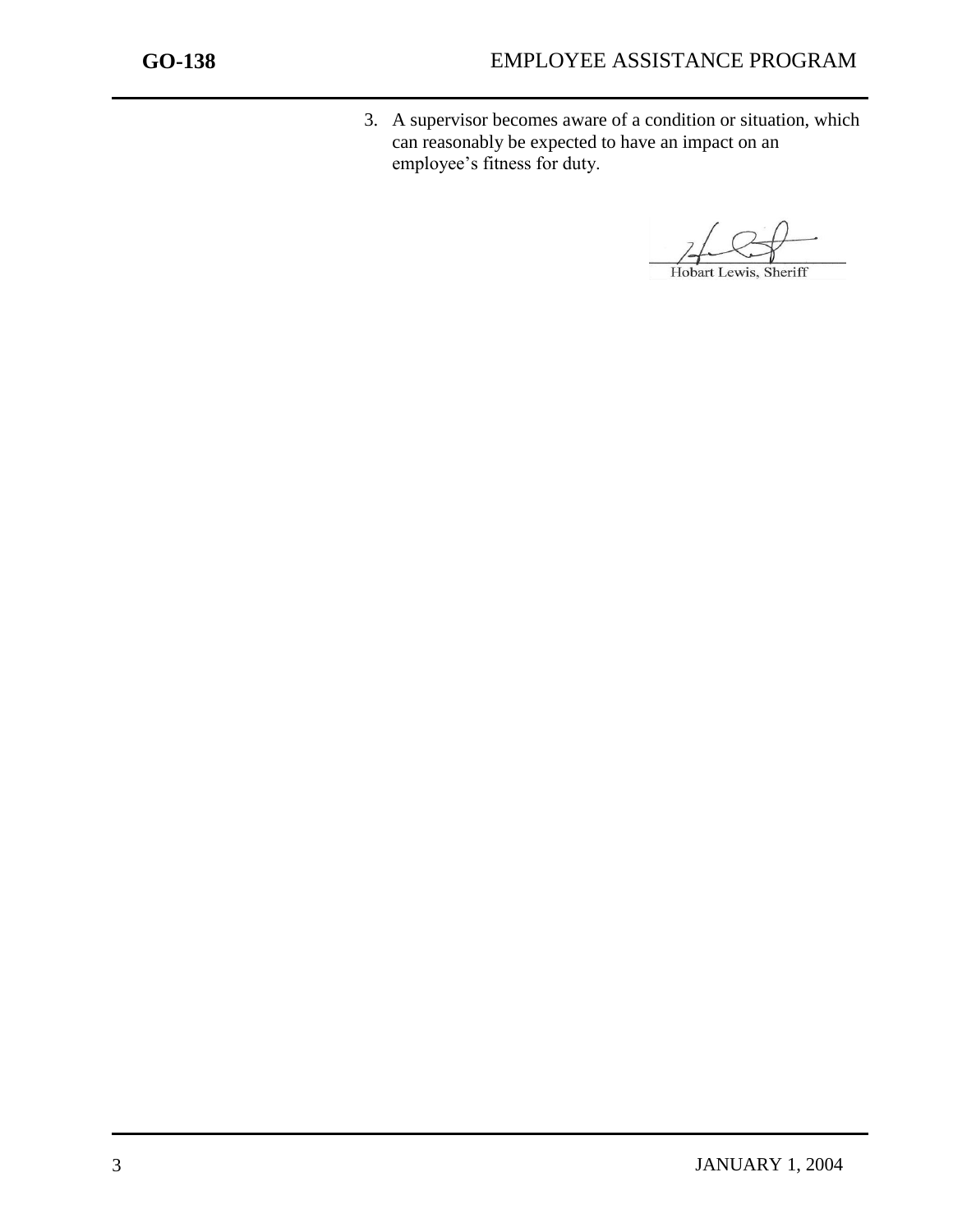3. A supervisor becomes aware of a condition or situation, which can reasonably be expected to have an impact on an employee's fitness for duty.

Hobart Lewis, Sheriff